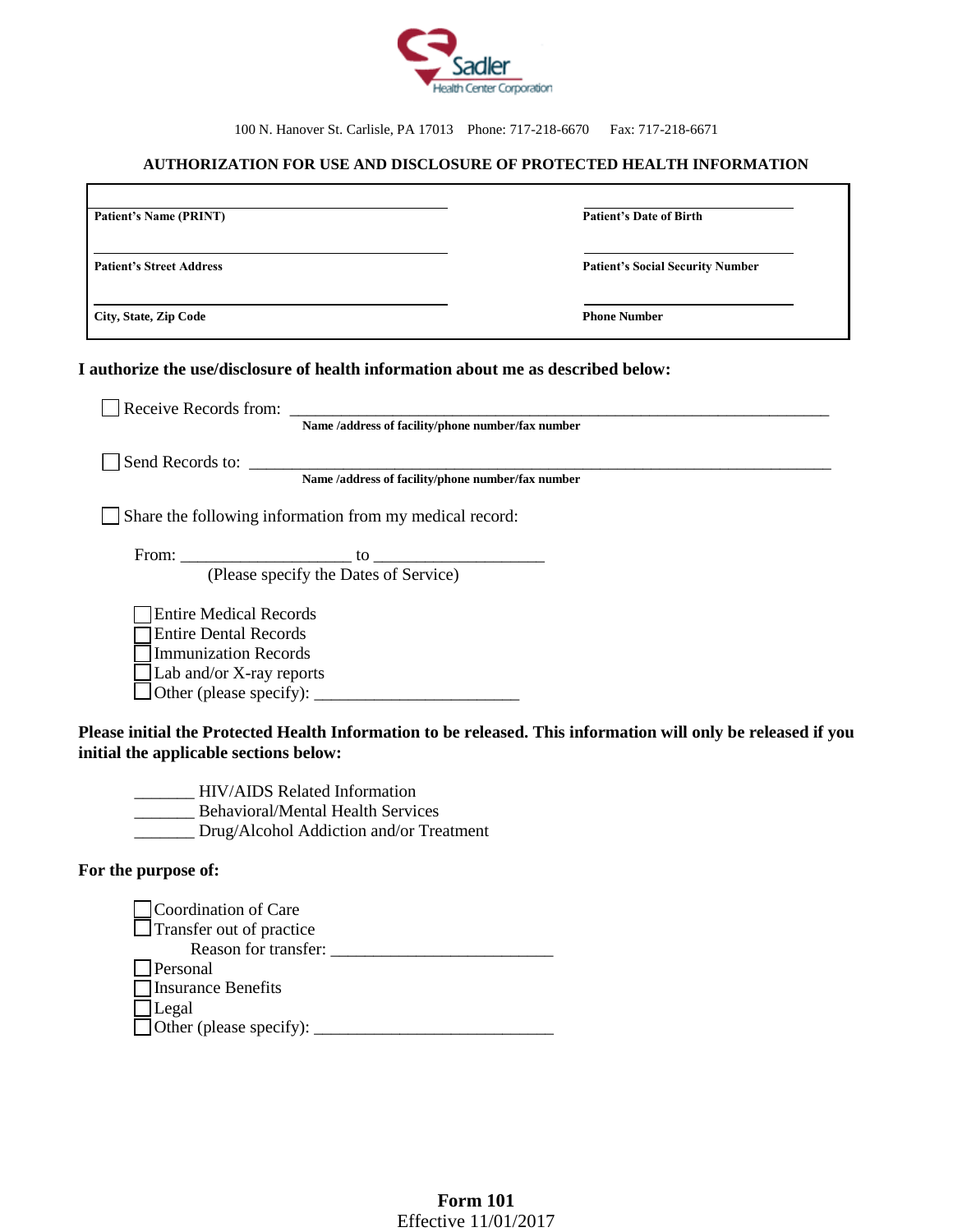Sadler Health Center Corporation

100 N. Hanover St. Carlisle, PA 17013 Phone: 717-218-6670 Fax: 717-218-6671

## AUTHORIZATION FOR USE AND DISCLOSURE OF PROTECTED HEALTH INFORMATION

| | |
|---|---|
| ______________________________ | ____________________ |
| **Patient's Name (PRINT)** | **Patient's Date of Birth** |
| ______________________________ | ____________________ |
| **Patient's Street Address** | **Patient's Social Security Number** |
| ______________________________ | ____________________ |
| **City, State, Zip Code** | **Phone Number** |

**I authorize the use/disclosure of health information about me as described below:**

☐ Receive Records from: ______________________________________________
**Name /address of facility/phone number/fax number**

☐ Send Records to: ______________________________________________
**Name /address of facility/phone number/fax number**

☐ Share the following information from my medical record:

From: ____________________ to ____________________
(Please specify the Dates of Service)

- ☐ Entire Medical Records
- ☐ Entire Dental Records
- ☐ Immunization Records
- ☐ Lab and/or X-ray reports
- ☐ Other (please specify): ________________________

**Please initial the Protected Health Information to be released. This information will only be released if you initial the applicable sections below:**

_______ HIV/AIDS Related Information
_______ Behavioral/Mental Health Services
_______ Drug/Alcohol Addiction and/or Treatment

**For the purpose of:**

- ☐ Coordination of Care
- ☐ Transfer out of practice
  Reason for transfer: __________________________
- ☐ Personal
- ☐ Insurance Benefits
- ☐ Legal
- ☐ Other (please specify): ____________________________

**Form 101**
Effective 11/01/2017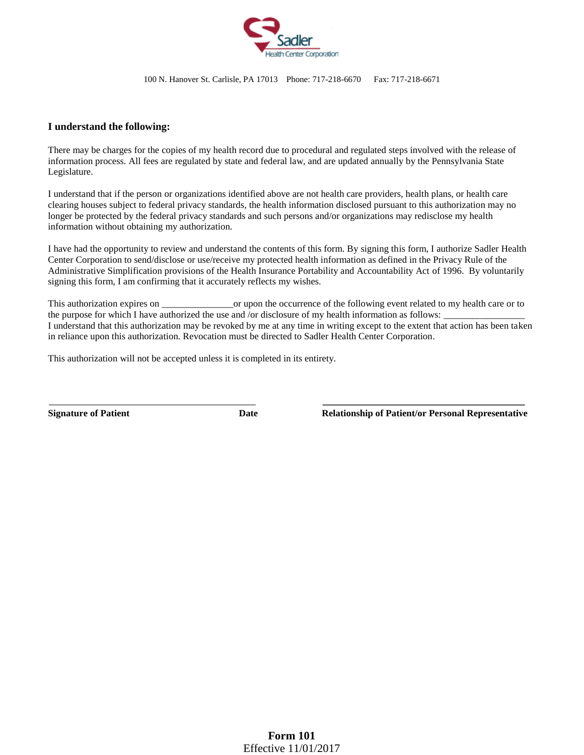Sadler Health Center Corporation

100 N. Hanover St. Carlisle, PA 17013 Phone: 717-218-6670 Fax: 717-218-6671

### I understand the following:

There may be charges for the copies of my health record due to procedural and regulated steps involved with the release of information process. All fees are regulated by state and federal law, and are updated annually by the Pennsylvania State Legislature.

I understand that if the person or organizations identified above are not health care providers, health plans, or health care clearing houses subject to federal privacy standards, the health information disclosed pursuant to this authorization may no longer be protected by the federal privacy standards and such persons and/or organizations may redisclose my health information without obtaining my authorization.

I have had the opportunity to review and understand the contents of this form. By signing this form, I authorize Sadler Health Center Corporation to send/disclose or use/receive my protected health information as defined in the Privacy Rule of the Administrative Simplification provisions of the Health Insurance Portability and Accountability Act of 1996. By voluntarily signing this form, I am confirming that it accurately reflects my wishes.

This authorization expires on _______________or upon the occurrence of the following event related to my health care or to the purpose for which I have authorized the use and /or disclosure of my health information as follows: _________________
I understand that this authorization may be revoked by me at any time in writing except to the extent that action has been taken in reliance upon this authorization. Revocation must be directed to Sadler Health Center Corporation.

This authorization will not be accepted unless it is completed in its entirety.

\_\_\_\_\_\_\_\_\_\_\_\_\_\_\_\_\_\_\_\_\_\_\_\_\_\_\_\_\_\_\_\_\_\_\_\_\_\_\_\_ \_\_\_\_\_\_\_\_\_\_\_\_\_\_\_\_\_\_\_\_\_\_\_\_\_\_\_\_\_\_\_\_\_\_\_\_\_\_\_\_

**Signature of Patient** **Date** **Relationship of Patient/or Personal Representative**

**Form 101**
Effective 11/01/2017